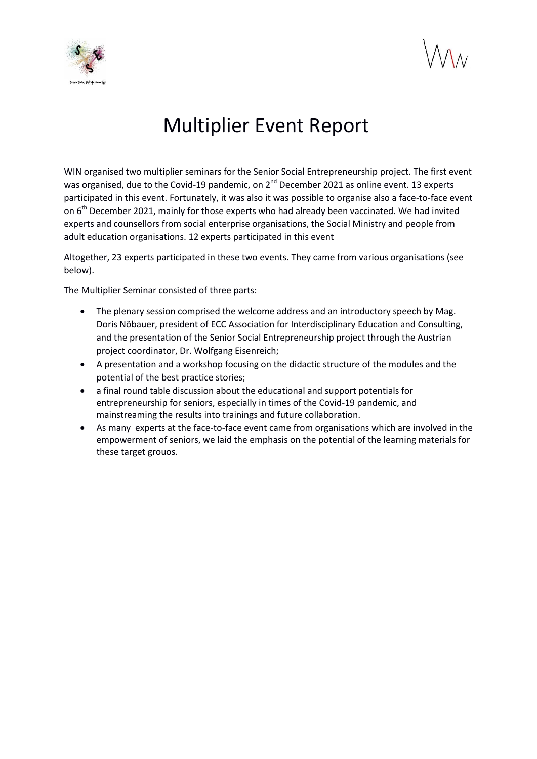# Multiplier Event Report

WIN organised two multiplier seminars for the Senior Social Entrepreneurship project. The first event was organised, due to the Covid-19 pandemic, on 2nd December 2021 as online event. 13 experts participated in this event. Fortunately, it was also it was possible to organise also a face-to-face event on 6th December 2021, mainly for those experts who had already been vaccinated. We had invited experts and counsellors from social enterprise organisations, the Social Ministry and people from adult education organisations. 12 experts participated in this event

Altogether, 23 experts participated in these two events. They came from various organisations (see below).

The Multiplier Seminar consisted of three parts:

- The plenary session comprised the welcome address and an introductory speech by Mag. Doris Nöbauer, president of ECC Association for Interdisciplinary Education and Consulting, and the presentation of the Senior Social Entrepreneurship project through the Austrian project coordinator, Dr. Wolfgang Eisenreich;
- A presentation and a workshop focusing on the didactic structure of the modules and the potential of the best practice stories;
- a final round table discussion about the educational and support potentials for entrepreneurship for seniors, especially in times of the Covid-19 pandemic, and mainstreaming the results into trainings and future collaboration.
- As many  experts at the face-to-face event came from organisations which are involved in the empowerment of seniors, we laid the emphasis on the potential of the learning materials for these target grouos.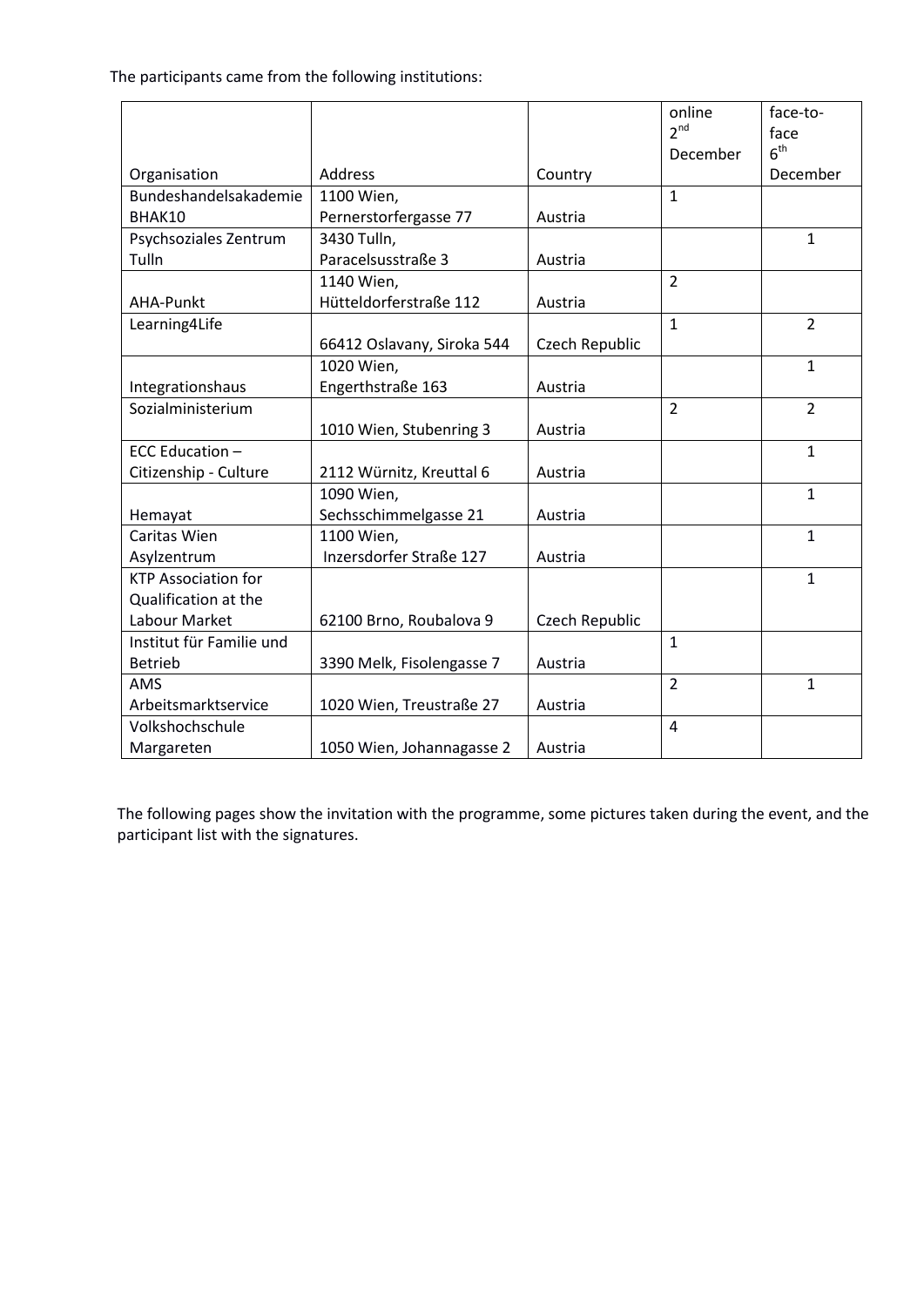The participants came from the following institutions:

| Organisation | Address | Country | online 2nd December | face-to-face 6th December |
|---|---|---|---|---|
| Bundeshandelsakademie BHAK10 | 1100 Wien, Pernerstorfergasse 77 | Austria | 1 | |
| Psychsoziales Zentrum Tulln | 3430 Tulln, Paracelsusstraße 3 | Austria | | 1 |
| AHA-Punkt | 1140 Wien, Hütteldorferstraße 112 | Austria | 2 | |
| Learning4Life | 66412 Oslavany, Siroka 544 | Czech Republic | 1 | 2 |
| Integrationshaus | 1020 Wien, Engerthstraße 163 | Austria | | 1 |
| Sozialministerium | 1010 Wien, Stubenring 3 | Austria | 2 | 2 |
| ECC Education – Citizenship - Culture | 2112 Würnitz, Kreuttal 6 | Austria | | 1 |
| Hemayat | 1090 Wien, Sechsschimmelgasse 21 | Austria | | 1 |
| Caritas Wien Asylzentrum | 1100 Wien, Inzersdorfer Straße 127 | Austria | | 1 |
| KTP Association for Qualification at the Labour Market | 62100 Brno, Roubalova 9 | Czech Republic | | 1 |
| Institut für Familie und Betrieb | 3390 Melk, Fisolengasse 7 | Austria | 1 | |
| AMS Arbeitsmarktservice | 1020 Wien, Treustraße 27 | Austria | 2 | 1 |
| Volkshochschule Margareten | 1050 Wien, Johannagasse 2 | Austria | 4 | |

The following pages show the invitation with the programme, some pictures taken during the event, and the participant list with the signatures.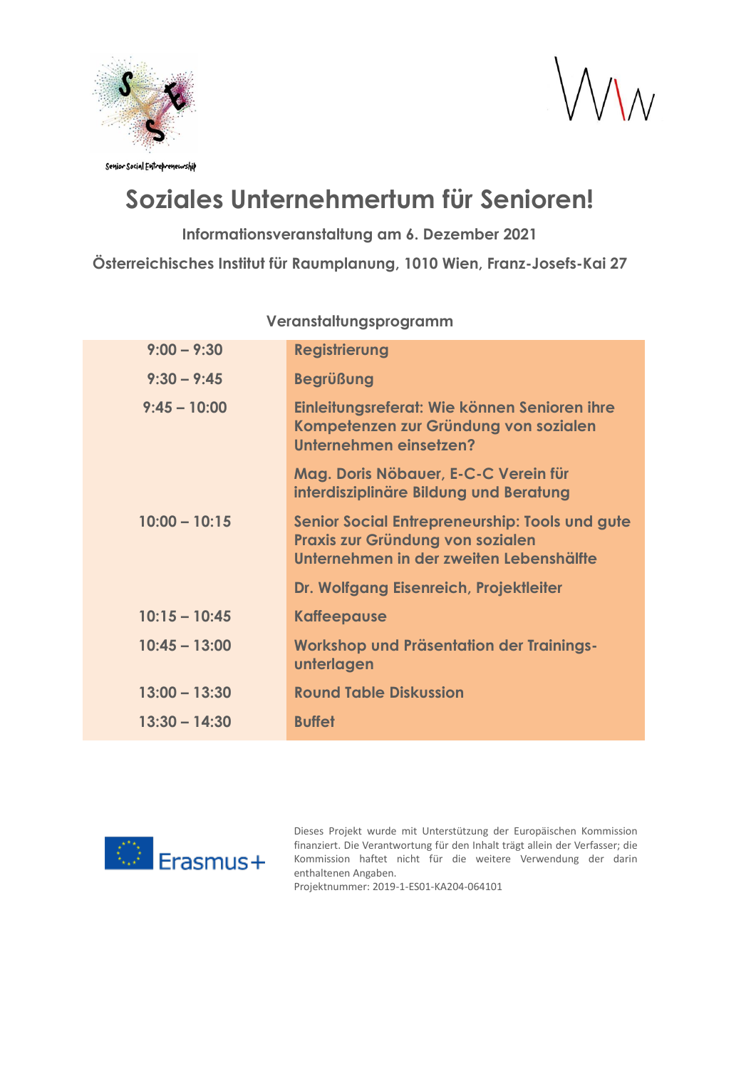Senior Social Entrepreneurship

# Soziales Unternehmertum für Senioren!

**Informationsveranstaltung am 6. Dezember 2021**

**Österreichisches Institut für Raumplanung, 1010 Wien, Franz-Josefs-Kai 27**

**Veranstaltungsprogramm**

| | |
|---|---|
| 9:00 – 9:30 | Registrierung |
| 9:30 – 9:45 | Begrüßung |
| 9:45 – 10:00 | Einleitungsreferat: Wie können Senioren ihre Kompetenzen zur Gründung von sozialen Unternehmen einsetzen?<br><br>Mag. Doris Nöbauer, E-C-C Verein für interdisziplinäre Bildung und Beratung |
| 10:00 – 10:15 | Senior Social Entrepreneurship: Tools und gute Praxis zur Gründung von sozialen Unternehmen in der zweiten Lebenshälfte<br><br>Dr. Wolfgang Eisenreich, Projektleiter |
| 10:15 – 10:45 | Kaffeepause |
| 10:45 – 13:00 | Workshop und Präsentation der Trainings-unterlagen |
| 13:00 – 13:30 | Round Table Diskussion |
| 13:30 – 14:30 | Buffet |

Erasmus+

Dieses Projekt wurde mit Unterstützung der Europäischen Kommission finanziert. Die Verantwortung für den Inhalt trägt allein der Verfasser; die Kommission haftet nicht für die weitere Verwendung der darin enthaltenen Angaben.
Projektnummer: 2019-1-ES01-KA204-064101